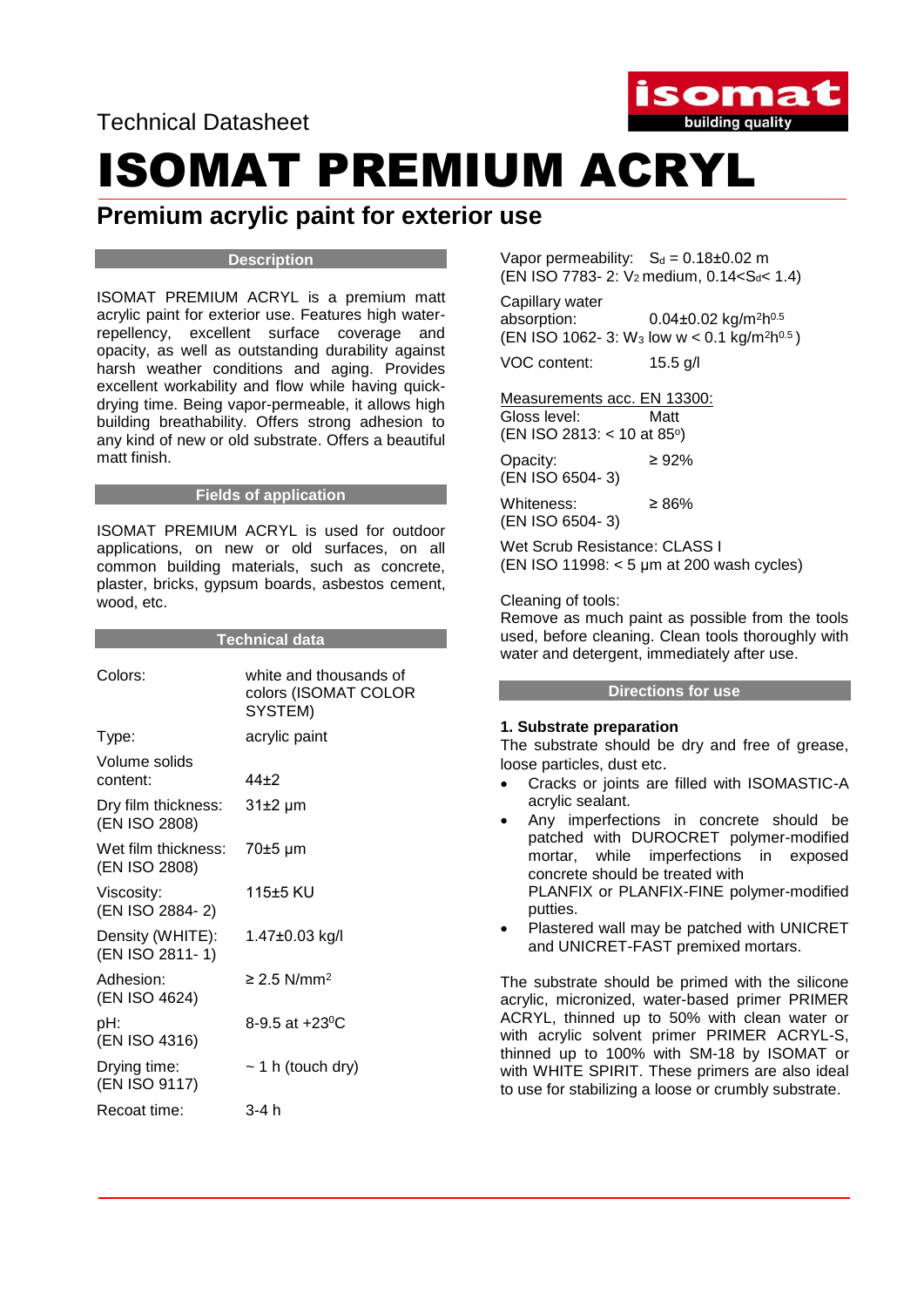Technical Datasheet

# ISOMAT PREMIUM ACRYL

## Premium acrylic paint for exterior use

### Description

ISOMAT PREMIUM ACRYL is a premium matt acrylic paint for exterior use. Features high water-repellency, excellent surface coverage and opacity, as well as outstanding durability against harsh weather conditions and aging. Provides excellent workability and flow while having quick-drying time. Being vapor-permeable, it allows high building breathability. Offers strong adhesion to any kind of new or old substrate. Offers a beautiful matt finish.

### Fields of application

ISOMAT PREMIUM ACRYL is used for outdoor applications, on new or old surfaces, on all common building materials, such as concrete, plaster, bricks, gypsum boards, asbestos cement, wood, etc.

### Technical data

| | |
|---|---|
| Colors: | white and thousands of colors (ISOMAT COLOR SYSTEM) |
| Type: | acrylic paint |
| Volume solids content: | 44±2 |
| Dry film thickness: (EN ISO 2808) | 31±2 μm |
| Wet film thickness: (EN ISO 2808) | 70±5 μm |
| Viscosity: (EN ISO 2884- 2) | 115±5 KU |
| Density (WHITE): (EN ISO 2811- 1) | 1.47±0.03 kg/l |
| Adhesion: (EN ISO 4624) | ≥ 2.5 N/mm$^2$ |
| pH: (EN ISO 4316) | 8-9.5 at +23$^0$C |
| Drying time: (EN ISO 9117) | ~ 1 h (touch dry) |
| Recoat time: | 3-4 h |

Vapor permeability: $S_d$ = 0.18±0.02 m
(EN ISO 7783- 2: $V_2$ medium, 0.14<$S_d$< 1.4)

Capillary water absorption: 0.04±0.02 kg/m$^2$h$^{0.5}$
(EN ISO 1062- 3: $W_3$ low w < 0.1 kg/m$^2$h$^{0.5}$)

VOC content: 15.5 g/l

Measurements acc. EN 13300:

Gloss level: Matt
(EN ISO 2813: < 10 at 85$^o$)

Opacity: ≥ 92%
(EN ISO 6504- 3)

Whiteness: ≥ 86%
(EN ISO 6504- 3)

Wet Scrub Resistance: CLASS I
(EN ISO 11998: < 5 μm at 200 wash cycles)

Cleaning of tools:
Remove as much paint as possible from the tools used, before cleaning. Clean tools thoroughly with water and detergent, immediately after use.

### Directions for use

**1. Substrate preparation**

The substrate should be dry and free of grease, loose particles, dust etc.

- Cracks or joints are filled with ISOMASTIC-A acrylic sealant.
- Any imperfections in concrete should be patched with DUROCRET polymer-modified mortar, while imperfections in exposed concrete should be treated with PLANFIX or PLANFIX-FINE polymer-modified putties.
- Plastered wall may be patched with UNICRET and UNICRET-FAST premixed mortars.

The substrate should be primed with the silicone acrylic, micronized, water-based primer PRIMER ACRYL, thinned up to 50% with clean water or with acrylic solvent primer PRIMER ACRYL-S, thinned up to 100% with SM-18 by ISOMAT or with WHITE SPIRIT. These primers are also ideal to use for stabilizing a loose or crumbly substrate.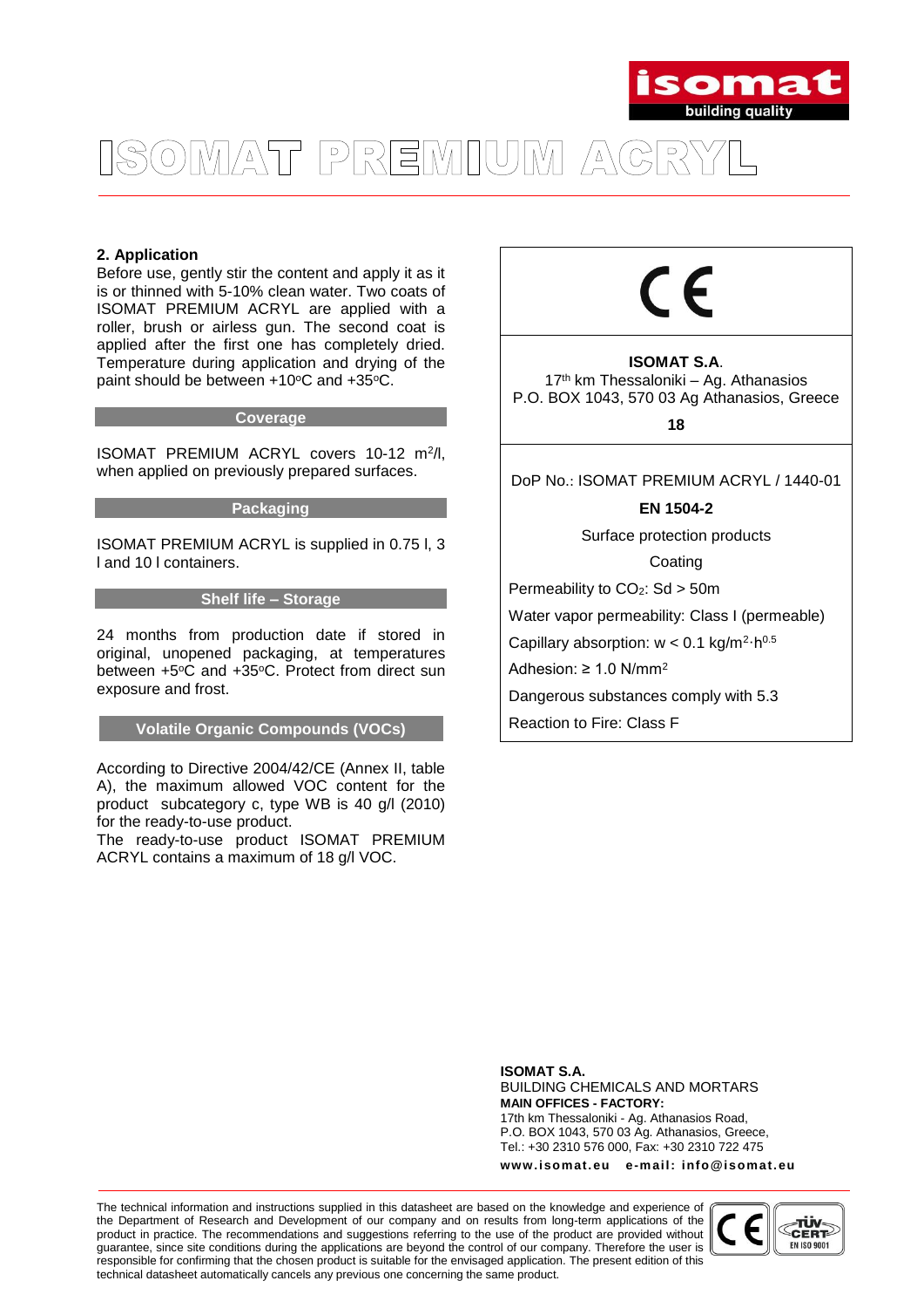# ISOMAT PREMIUM ACRYL

## 2. Application

Before use, gently stir the content and apply it as it is or thinned with 5-10% clean water. Two coats of ISOMAT PREMIUM ACRYL are applied with a roller, brush or airless gun. The second coat is applied after the first one has completely dried. Temperature during application and drying of the paint should be between +10ºC and +35ºC.

### Coverage

ISOMAT PREMIUM ACRYL covers 10-12 $m^2/l$, when applied on previously prepared surfaces.

### Packaging

ISOMAT PREMIUM ACRYL is supplied in 0.75 l, 3 l and 10 l containers.

### Shelf life – Storage

24 months from production date if stored in original, unopened packaging, at temperatures between +5ºC and +35ºC. Protect from direct sun exposure and frost.

### Volatile Organic Compounds (VOCs)

According to Directive 2004/42/CE (Annex II, table A), the maximum allowed VOC content for the product subcategory c, type WB is 40 g/l (2010) for the ready-to-use product.
The ready-to-use product ISOMAT PREMIUM ACRYL contains a maximum of 18 g/l VOC.

CE

**ISOMAT S.A.**
17th km Thessaloniki – Ag. Athanasios
P.O. BOX 1043, 570 03 Ag Athanasios, Greece

**18**

DoP No.: ISOMAT PREMIUM ACRYL / 1440-01

**EN 1504-2**

Surface protection products

Coating

Permeability to $CO_2$: Sd > 50m

Water vapor permeability: Class I (permeable)

Capillary absorption: w < 0.1 $kg/m^2 \cdot h^{0.5}$

Adhesion: ≥ 1.0 $N/mm^2$

Dangerous substances comply with 5.3

Reaction to Fire: Class F

**ISOMAT S.A.**
BUILDING CHEMICALS AND MORTARS
**MAIN OFFICES - FACTORY:**
17th km Thessaloniki - Ag. Athanasios Road,
P.O. BOX 1043, 570 03 Ag. Athanasios, Greece,
Tel.: +30 2310 576 000, Fax: +30 2310 722 475
**www.isomat.eu e-mail: info@isomat.eu**

The technical information and instructions supplied in this datasheet are based on the knowledge and experience of the Department of Research and Development of our company and on results from long-term applications of the product in practice. The recommendations and suggestions referring to the use of the product are provided without guarantee, since site conditions during the applications are beyond the control of our company. Therefore the user is responsible for confirming that the chosen product is suitable for the envisaged application. The present edition of this technical datasheet automatically cancels any previous one concerning the same product.